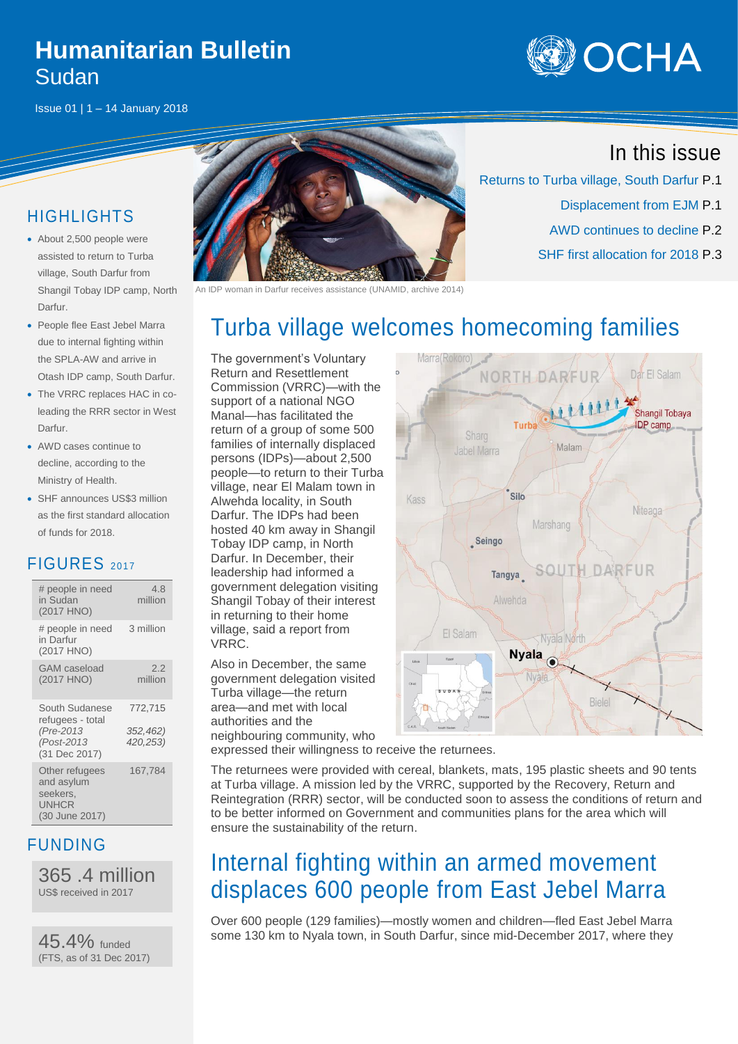# Humanitarian Bulletin
## Sudan

Issue 01 | 1 – 14 January 2018

## In this issue

Returns to Turba village, South Darfur P.1
Displacement from EJM P.1
AWD continues to decline P.2
SHF first allocation for 2018 P.3

An IDP woman in Darfur receives assistance (UNAMID, archive 2014)

## HIGHLIGHTS

- About 2,500 people were assisted to return to Turba village, South Darfur from Shangil Tobay IDP camp, North Darfur.
- People flee East Jebel Marra due to internal fighting within the SPLA-AW and arrive in Otash IDP camp, South Darfur.
- The VRRC replaces HAC in co-leading the RRR sector in West Darfur.
- AWD cases continue to decline, according to the Ministry of Health.
- SHF announces US$3 million as the first standard allocation of funds for 2018.

## FIGURES 2017

| | |
|---|---|
| # people in need in Sudan (2017 HNO) | 4.8 million |
| # people in need in Darfur (2017 HNO) | 3 million |
| GAM caseload (2017 HNO) | 2.2 million |
| South Sudanese refugees - total *(Pre-2013* *(Post-2013* (31 Dec 2017) | 772,715 *352,462)* *420,253)* |
| Other refugees and asylum seekers, UNHCR (30 June 2017) | 167,784 |

## FUNDING

**365 .4 million**
US$ received in 2017

**45.4%** funded
(FTS, as of 31 Dec 2017)

# Turba village welcomes homecoming families

The government's Voluntary Return and Resettlement Commission (VRRC)—with the support of a national NGO Manal—has facilitated the return of a group of some 500 families of internally displaced persons (IDPs)—about 2,500 people—to return to their Turba village, near El Malam town in Alwehda locality, in South Darfur. The IDPs had been hosted 40 km away in Shangil Tobay IDP camp, in North Darfur. In December, their leadership had informed a government delegation visiting Shangil Tobay of their interest in returning to their home village, said a report from VRRC.

Also in December, the same government delegation visited Turba village—the return area—and met with local authorities and the neighbouring community, who expressed their willingness to receive the returnees.

The returnees were provided with cereal, blankets, mats, 195 plastic sheets and 90 tents at Turba village. A mission led by the VRRC, supported by the Recovery, Return and Reintegration (RRR) sector, will be conducted soon to assess the conditions of return and to be better informed on Government and communities plans for the area which will ensure the sustainability of the return.

# Internal fighting within an armed movement displaces 600 people from East Jebel Marra

Over 600 people (129 families)—mostly women and children—fled East Jebel Marra some 130 km to Nyala town, in South Darfur, since mid-December 2017, where they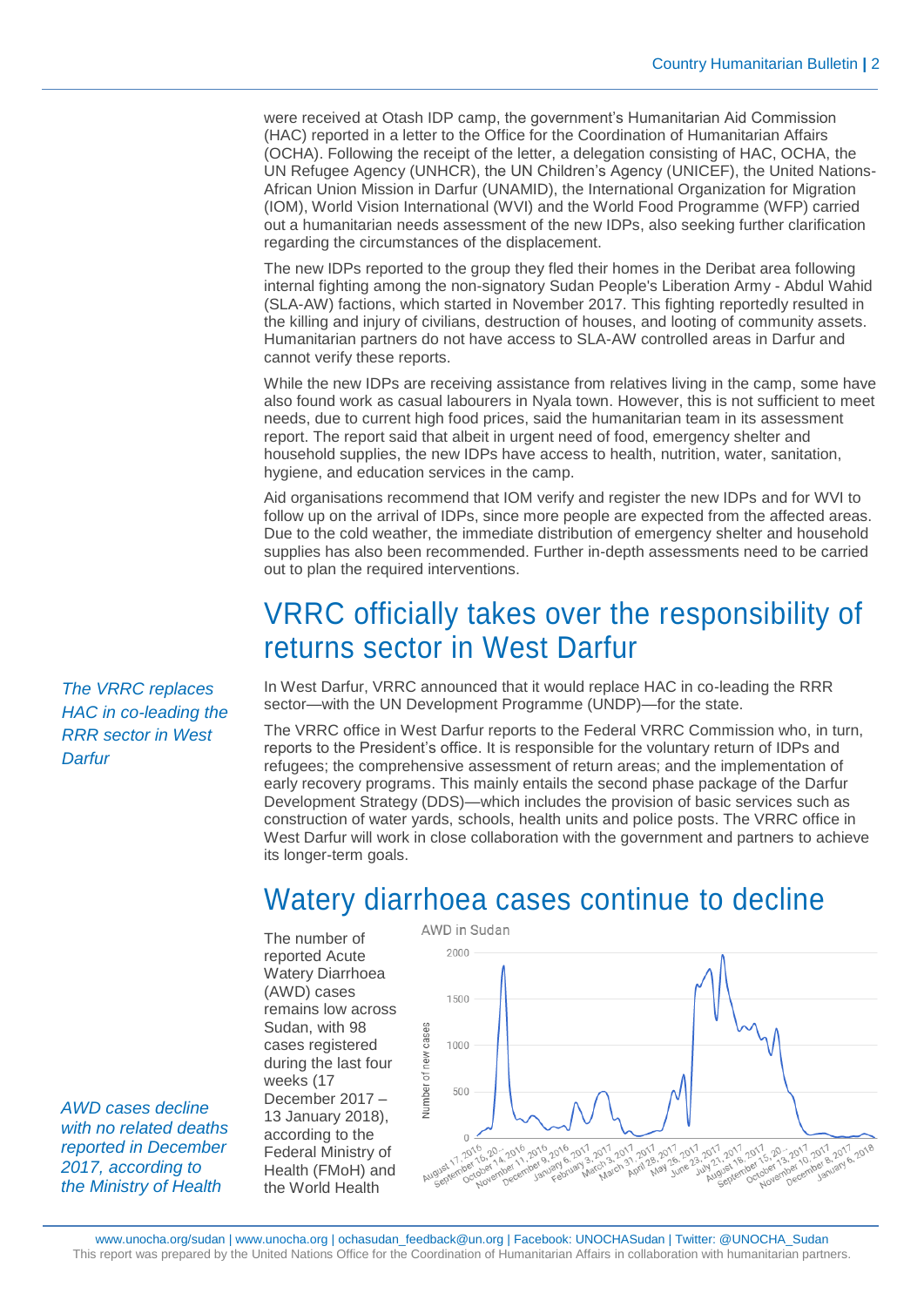were received at Otash IDP camp, the government's Humanitarian Aid Commission (HAC) reported in a letter to the Office for the Coordination of Humanitarian Affairs (OCHA). Following the receipt of the letter, a delegation consisting of HAC, OCHA, the UN Refugee Agency (UNHCR), the UN Children's Agency (UNICEF), the United Nations-African Union Mission in Darfur (UNAMID), the International Organization for Migration (IOM), World Vision International (WVI) and the World Food Programme (WFP) carried out a humanitarian needs assessment of the new IDPs, also seeking further clarification regarding the circumstances of the displacement.

The new IDPs reported to the group they fled their homes in the Deribat area following internal fighting among the non-signatory Sudan People's Liberation Army - Abdul Wahid (SLA-AW) factions, which started in November 2017. This fighting reportedly resulted in the killing and injury of civilians, destruction of houses, and looting of community assets. Humanitarian partners do not have access to SLA-AW controlled areas in Darfur and cannot verify these reports.

While the new IDPs are receiving assistance from relatives living in the camp, some have also found work as casual labourers in Nyala town. However, this is not sufficient to meet needs, due to current high food prices, said the humanitarian team in its assessment report. The report said that albeit in urgent need of food, emergency shelter and household supplies, the new IDPs have access to health, nutrition, water, sanitation, hygiene, and education services in the camp.

Aid organisations recommend that IOM verify and register the new IDPs and for WVI to follow up on the arrival of IDPs, since more people are expected from the affected areas. Due to the cold weather, the immediate distribution of emergency shelter and household supplies has also been recommended. Further in-depth assessments need to be carried out to plan the required interventions.

## VRRC officially takes over the responsibility of returns sector in West Darfur

*The VRRC replaces HAC in co-leading the RRR sector in West Darfur*

In West Darfur, VRRC announced that it would replace HAC in co-leading the RRR sector—with the UN Development Programme (UNDP)—for the state.

The VRRC office in West Darfur reports to the Federal VRRC Commission who, in turn, reports to the President's office. It is responsible for the voluntary return of IDPs and refugees; the comprehensive assessment of return areas; and the implementation of early recovery programs. This mainly entails the second phase package of the Darfur Development Strategy (DDS)—which includes the provision of basic services such as construction of water yards, schools, health units and police posts. The VRRC office in West Darfur will work in close collaboration with the government and partners to achieve its longer-term goals.

## Watery diarrhoea cases continue to decline

*AWD cases decline with no related deaths reported in December 2017, according to the Ministry of Health*

The number of reported Acute Watery Diarrhoea (AWD) cases remains low across Sudan, with 98 cases registered during the last four weeks (17 December 2017 – 13 January 2018), according to the Federal Ministry of Health (FMoH) and the World Health

AWD in Sudan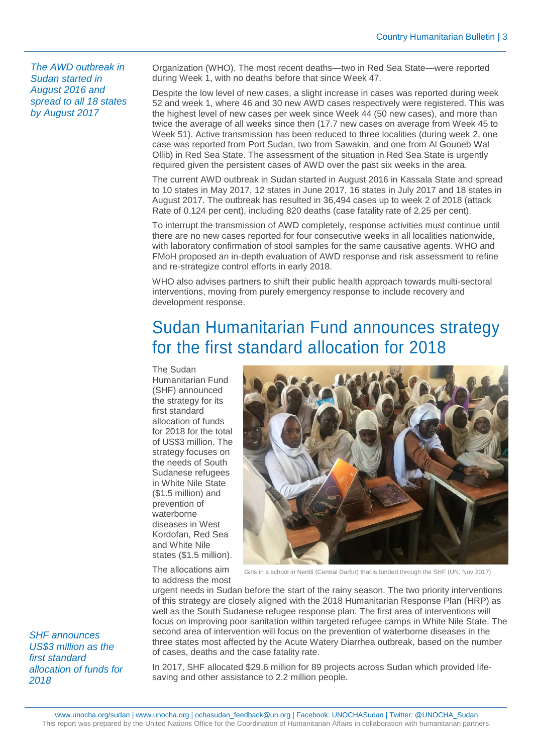*The AWD outbreak in Sudan started in August 2016 and spread to all 18 states by August 2017*

Organization (WHO). The most recent deaths—two in Red Sea State—were reported during Week 1, with no deaths before that since Week 47.

Despite the low level of new cases, a slight increase in cases was reported during week 52 and week 1, where 46 and 30 new AWD cases respectively were registered. This was the highest level of new cases per week since Week 44 (50 new cases), and more than twice the average of all weeks since then (17.7 new cases on average from Week 45 to Week 51). Active transmission has been reduced to three localities (during week 2, one case was reported from Port Sudan, two from Sawakin, and one from Al Gouneb Wal Ollib) in Red Sea State. The assessment of the situation in Red Sea State is urgently required given the persistent cases of AWD over the past six weeks in the area.

The current AWD outbreak in Sudan started in August 2016 in Kassala State and spread to 10 states in May 2017, 12 states in June 2017, 16 states in July 2017 and 18 states in August 2017. The outbreak has resulted in 36,494 cases up to week 2 of 2018 (attack Rate of 0.124 per cent), including 820 deaths (case fatality rate of 2.25 per cent).

To interrupt the transmission of AWD completely, response activities must continue until there are no new cases reported for four consecutive weeks in all localities nationwide, with laboratory confirmation of stool samples for the same causative agents. WHO and FMoH proposed an in-depth evaluation of AWD response and risk assessment to refine and re-strategize control efforts in early 2018.

WHO also advises partners to shift their public health approach towards multi-sectoral interventions, moving from purely emergency response to include recovery and development response.

# Sudan Humanitarian Fund announces strategy for the first standard allocation for 2018

The Sudan Humanitarian Fund (SHF) announced the strategy for its first standard allocation of funds for 2018 for the total of US$3 million. The strategy focuses on the needs of South Sudanese refugees in White Nile State ($1.5 million) and prevention of waterborne diseases in West Kordofan, Red Sea and White Nile states ($1.5 million).

Girls in a school in Nertiti (Central Darfur) that is funded through the SHF (UN, Nov 2017)

The allocations aim to address the most urgent needs in Sudan before the start of the rainy season. The two priority interventions of this strategy are closely aligned with the 2018 Humanitarian Response Plan (HRP) as well as the South Sudanese refugee response plan. The first area of interventions will focus on improving poor sanitation within targeted refugee camps in White Nile State. The second area of intervention will focus on the prevention of waterborne diseases in the three states most affected by the Acute Watery Diarrhea outbreak, based on the number of cases, deaths and the case fatality rate.

*SHF announces US$3 million as the first standard allocation of funds for 2018*

In 2017, SHF allocated $29.6 million for 89 projects across Sudan which provided life-saving and other assistance to 2.2 million people.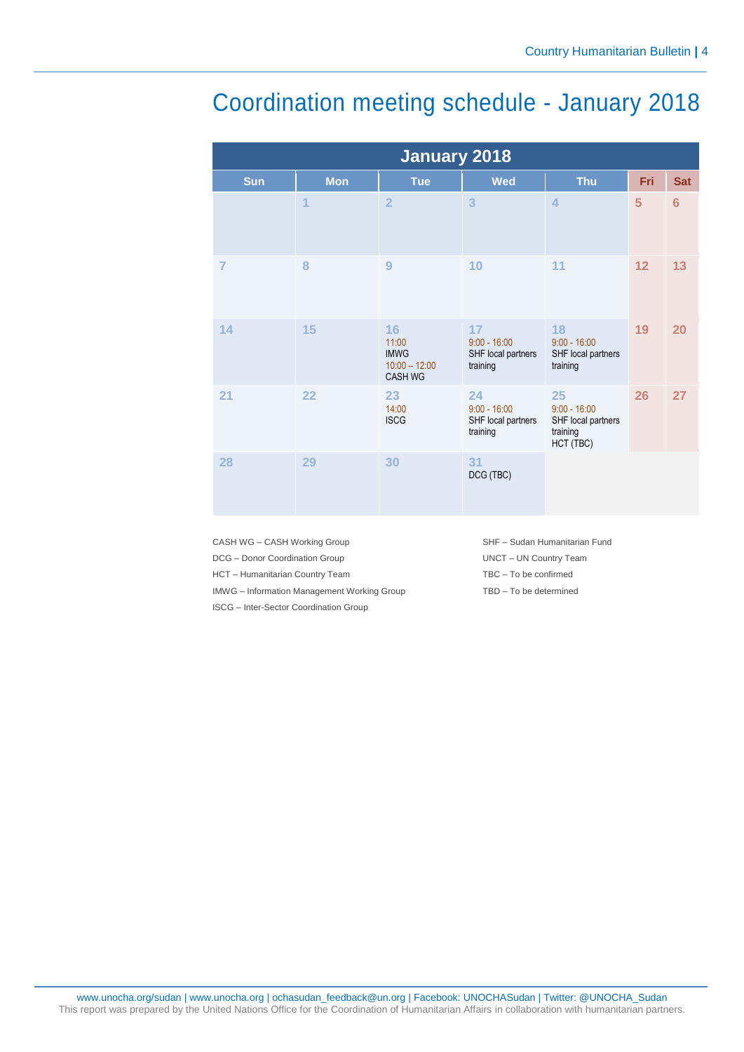# Coordination meeting schedule - January 2018

| January 2018 | | | | | | |
|---|---|---|---|---|---|---|
| Sun | Mon | Tue | Wed | Thu | Fri | Sat |
| | 1 | 2 | 3 | 4 | 5 | 6 |
| 7 | 8 | 9 | 10 | 11 | 12 | 13 |
| 14 | 15 | 16<br>11:00<br>IMWG<br>10:00 – 12:00<br>CASH WG | 17<br>9:00 - 16:00<br>SHF local partners training | 18<br>9:00 - 16:00<br>SHF local partners training | 19 | 20 |
| 21 | 22 | 23<br>14:00<br>ISCG | 24<br>9:00 - 16:00<br>SHF local partners training | 25<br>9:00 - 16:00<br>SHF local partners training<br>HCT (TBC) | 26 | 27 |
| 28 | 29 | 30 | 31<br>DCG (TBC) | | | |

CASH WG – CASH Working Group

DCG – Donor Coordination Group

HCT – Humanitarian Country Team

IMWG – Information Management Working Group

ISCG – Inter-Sector Coordination Group

SHF – Sudan Humanitarian Fund

UNCT – UN Country Team

TBC – To be confirmed

TBD – To be determined

www.unocha.org/sudan | www.unocha.org | ochasudan_feedback@un.org | Facebook: UNOCHASudan | Twitter: @UNOCHA_Sudan
This report was prepared by the United Nations Office for the Coordination of Humanitarian Affairs in collaboration with humanitarian partners.